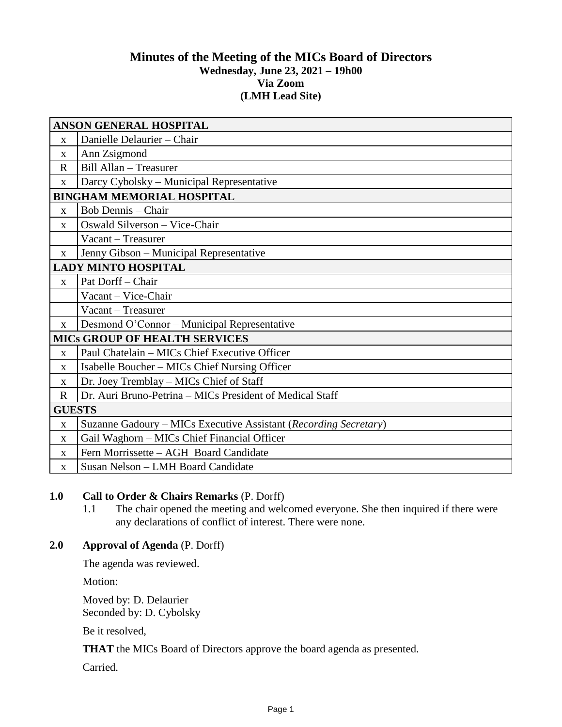# Minutes of the Meeting of the MICs Board of Directors

**Wednesday, June 23, 2021 – 19h00**
**Via Zoom**
**(LMH Lead Site)**

| **ANSON GENERAL HOSPITAL** | |
|---|---|
| x | Danielle Delaurier – Chair |
| x | Ann Zsigmond |
| R | Bill Allan – Treasurer |
| x | Darcy Cybolsky – Municipal Representative |
| **BINGHAM MEMORIAL HOSPITAL** | |
| x | Bob Dennis – Chair |
| x | Oswald Silverson – Vice-Chair |
| | Vacant – Treasurer |
| x | Jenny Gibson – Municipal Representative |
| **LADY MINTO HOSPITAL** | |
| x | Pat Dorff – Chair |
| | Vacant – Vice-Chair |
| | Vacant – Treasurer |
| x | Desmond O'Connor – Municipal Representative |
| **MICs GROUP OF HEALTH SERVICES** | |
| x | Paul Chatelain – MICs Chief Executive Officer |
| x | Isabelle Boucher – MICs Chief Nursing Officer |
| x | Dr. Joey Tremblay – MICs Chief of Staff |
| R | Dr. Auri Bruno-Petrina – MICs President of Medical Staff |
| **GUESTS** | |
| x | Suzanne Gadoury – MICs Executive Assistant (*Recording Secretary*) |
| x | Gail Waghorn – MICs Chief Financial Officer |
| x | Fern Morrissette – AGH Board Candidate |
| x | Susan Nelson – LMH Board Candidate |

**1.0 Call to Order & Chairs Remarks** (P. Dorff)

1.1 The chair opened the meeting and welcomed everyone. She then inquired if there were any declarations of conflict of interest. There were none.

**2.0 Approval of Agenda** (P. Dorff)

The agenda was reviewed.

Motion:

Moved by: D. Delaurier
Seconded by: D. Cybolsky

Be it resolved,

**THAT** the MICs Board of Directors approve the board agenda as presented.

Carried.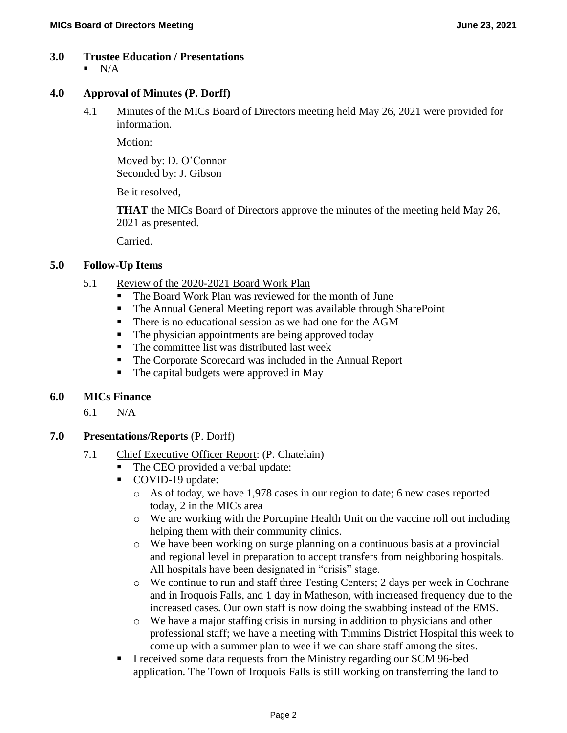## 3.0 Trustee Education / Presentations

- N/A

## 4.0 Approval of Minutes (P. Dorff)

4.1 Minutes of the MICs Board of Directors meeting held May 26, 2021 were provided for information.

Motion:

Moved by: D. O'Connor
Seconded by: J. Gibson

Be it resolved,

**THAT** the MICs Board of Directors approve the minutes of the meeting held May 26, 2021 as presented.

Carried.

## 5.0 Follow-Up Items

5.1 Review of the 2020-2021 Board Work Plan

- The Board Work Plan was reviewed for the month of June
- The Annual General Meeting report was available through SharePoint
- There is no educational session as we had one for the AGM
- The physician appointments are being approved today
- The committee list was distributed last week
- The Corporate Scorecard was included in the Annual Report
- The capital budgets were approved in May

## 6.0 MICs Finance

6.1 N/A

## 7.0 Presentations/Reports (P. Dorff)

7.1 Chief Executive Officer Report: (P. Chatelain)

- The CEO provided a verbal update:
- COVID-19 update:
  - As of today, we have 1,978 cases in our region to date; 6 new cases reported today, 2 in the MICs area
  - We are working with the Porcupine Health Unit on the vaccine roll out including helping them with their community clinics.
  - We have been working on surge planning on a continuous basis at a provincial and regional level in preparation to accept transfers from neighboring hospitals. All hospitals have been designated in "crisis" stage.
  - We continue to run and staff three Testing Centers; 2 days per week in Cochrane and in Iroquois Falls, and 1 day in Matheson, with increased frequency due to the increased cases. Our own staff is now doing the swabbing instead of the EMS.
  - We have a major staffing crisis in nursing in addition to physicians and other professional staff; we have a meeting with Timmins District Hospital this week to come up with a summer plan to wee if we can share staff among the sites.
- I received some data requests from the Ministry regarding our SCM 96-bed application. The Town of Iroquois Falls is still working on transferring the land to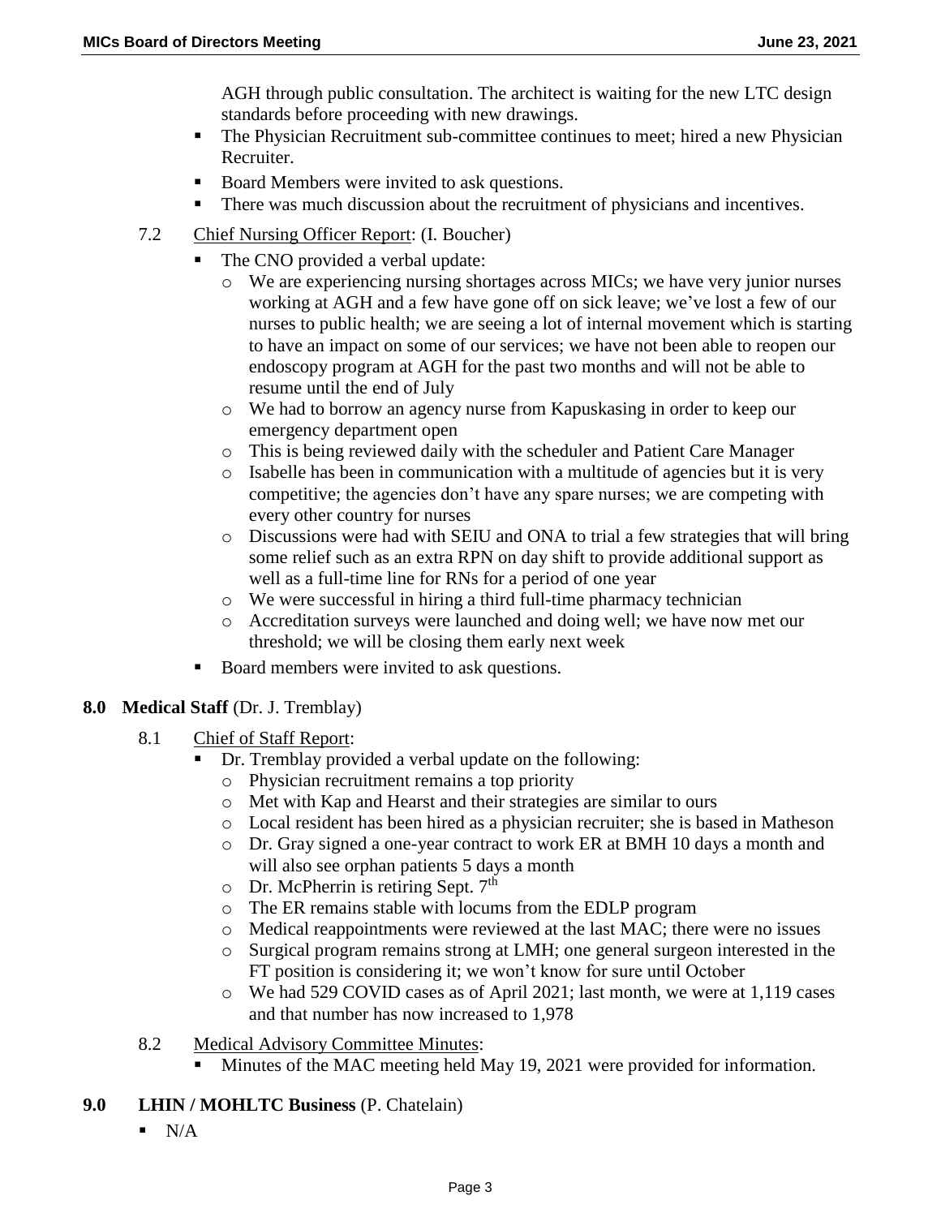AGH through public consultation. The architect is waiting for the new LTC design standards before proceeding with new drawings.

- The Physician Recruitment sub-committee continues to meet; hired a new Physician Recruiter.
- Board Members were invited to ask questions.
- There was much discussion about the recruitment of physicians and incentives.

7.2 Chief Nursing Officer Report: (I. Boucher)

- The CNO provided a verbal update:
  - We are experiencing nursing shortages across MICs; we have very junior nurses working at AGH and a few have gone off on sick leave; we've lost a few of our nurses to public health; we are seeing a lot of internal movement which is starting to have an impact on some of our services; we have not been able to reopen our endoscopy program at AGH for the past two months and will not be able to resume until the end of July
  - We had to borrow an agency nurse from Kapuskasing in order to keep our emergency department open
  - This is being reviewed daily with the scheduler and Patient Care Manager
  - Isabelle has been in communication with a multitude of agencies but it is very competitive; the agencies don't have any spare nurses; we are competing with every other country for nurses
  - Discussions were had with SEIU and ONA to trial a few strategies that will bring some relief such as an extra RPN on day shift to provide additional support as well as a full-time line for RNs for a period of one year
  - We were successful in hiring a third full-time pharmacy technician
  - Accreditation surveys were launched and doing well; we have now met our threshold; we will be closing them early next week
- Board members were invited to ask questions.

## 8.0 Medical Staff (Dr. J. Tremblay)

8.1 Chief of Staff Report:

- Dr. Tremblay provided a verbal update on the following:
  - Physician recruitment remains a top priority
  - Met with Kap and Hearst and their strategies are similar to ours
  - Local resident has been hired as a physician recruiter; she is based in Matheson
  - Dr. Gray signed a one-year contract to work ER at BMH 10 days a month and will also see orphan patients 5 days a month
  - Dr. McPherrin is retiring Sept. 7th
  - The ER remains stable with locums from the EDLP program
  - Medical reappointments were reviewed at the last MAC; there were no issues
  - Surgical program remains strong at LMH; one general surgeon interested in the FT position is considering it; we won't know for sure until October
  - We had 529 COVID cases as of April 2021; last month, we were at 1,119 cases and that number has now increased to 1,978

8.2 Medical Advisory Committee Minutes:

- Minutes of the MAC meeting held May 19, 2021 were provided for information.

## 9.0 LHIN / MOHLTC Business (P. Chatelain)

- N/A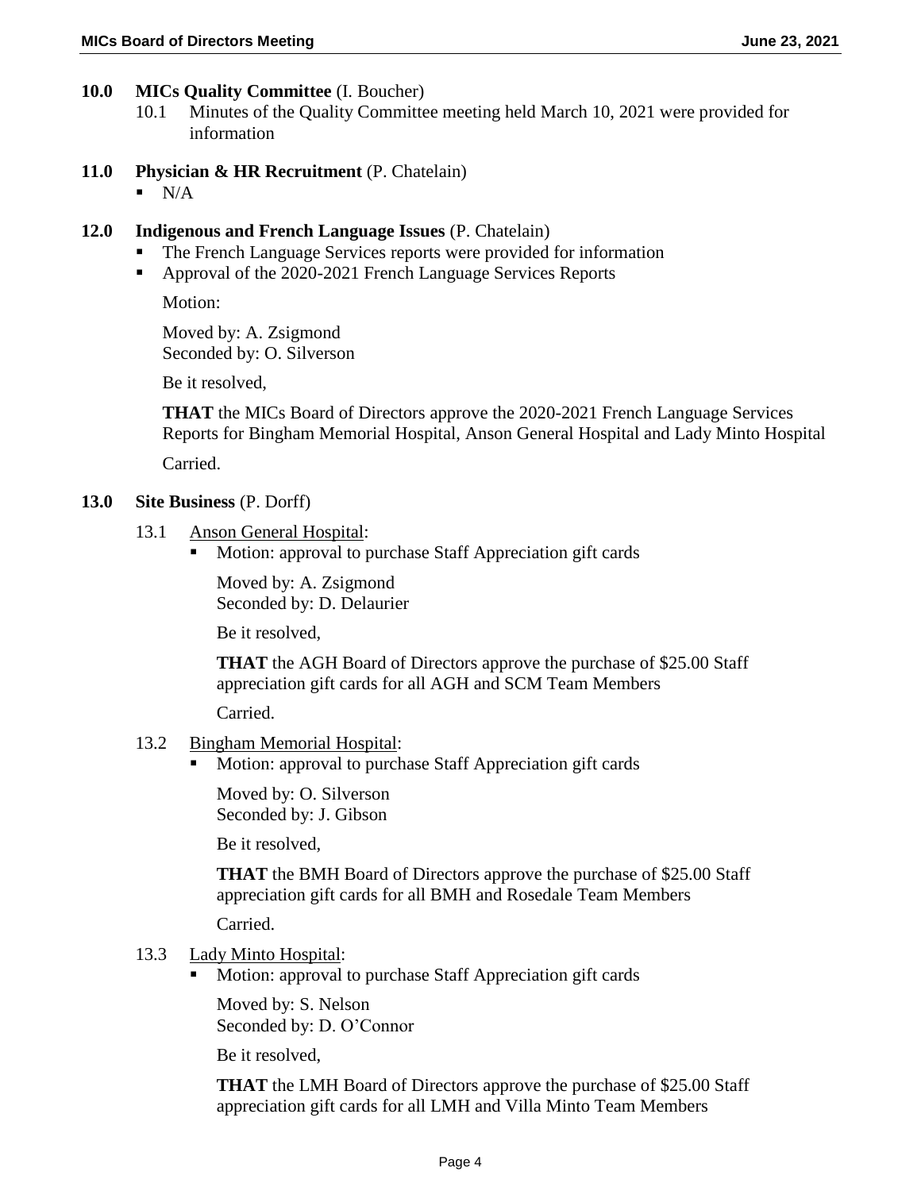## 10.0 MICs Quality Committee (I. Boucher)

10.1 Minutes of the Quality Committee meeting held March 10, 2021 were provided for information

## 11.0 Physician & HR Recruitment (P. Chatelain)

- N/A

## 12.0 Indigenous and French Language Issues (P. Chatelain)

- The French Language Services reports were provided for information
- Approval of the 2020-2021 French Language Services Reports

Motion:

Moved by: A. Zsigmond
Seconded by: O. Silverson

Be it resolved,

**THAT** the MICs Board of Directors approve the 2020-2021 French Language Services Reports for Bingham Memorial Hospital, Anson General Hospital and Lady Minto Hospital

Carried.

## 13.0 Site Business (P. Dorff)

13.1 Anson General Hospital:

- Motion: approval to purchase Staff Appreciation gift cards

Moved by: A. Zsigmond
Seconded by: D. Delaurier

Be it resolved,

**THAT** the AGH Board of Directors approve the purchase of $25.00 Staff appreciation gift cards for all AGH and SCM Team Members

Carried.

13.2 Bingham Memorial Hospital:

- Motion: approval to purchase Staff Appreciation gift cards

Moved by: O. Silverson
Seconded by: J. Gibson

Be it resolved,

**THAT** the BMH Board of Directors approve the purchase of $25.00 Staff appreciation gift cards for all BMH and Rosedale Team Members

Carried.

13.3 Lady Minto Hospital:

- Motion: approval to purchase Staff Appreciation gift cards

Moved by: S. Nelson
Seconded by: D. O'Connor

Be it resolved,

**THAT** the LMH Board of Directors approve the purchase of $25.00 Staff appreciation gift cards for all LMH and Villa Minto Team Members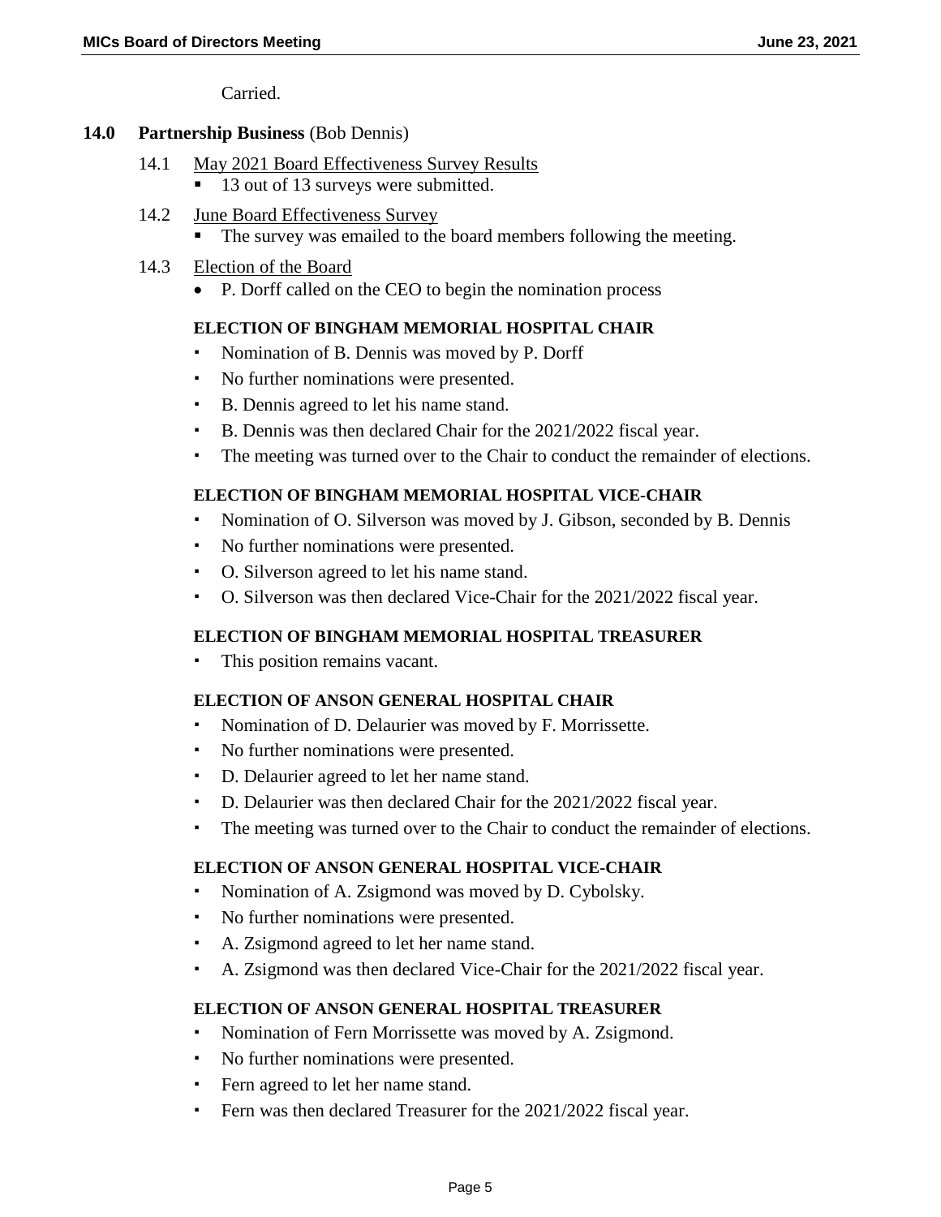Carried.

## 14.0 Partnership Business (Bob Dennis)

14.1 May 2021 Board Effectiveness Survey Results

- 13 out of 13 surveys were submitted.

14.2 June Board Effectiveness Survey

- The survey was emailed to the board members following the meeting.

14.3 Election of the Board

- P. Dorff called on the CEO to begin the nomination process

**ELECTION OF BINGHAM MEMORIAL HOSPITAL CHAIR**

- Nomination of B. Dennis was moved by P. Dorff
- No further nominations were presented.
- B. Dennis agreed to let his name stand.
- B. Dennis was then declared Chair for the 2021/2022 fiscal year.
- The meeting was turned over to the Chair to conduct the remainder of elections.

**ELECTION OF BINGHAM MEMORIAL HOSPITAL VICE-CHAIR**

- Nomination of O. Silverson was moved by J. Gibson, seconded by B. Dennis
- No further nominations were presented.
- O. Silverson agreed to let his name stand.
- O. Silverson was then declared Vice-Chair for the 2021/2022 fiscal year.

**ELECTION OF BINGHAM MEMORIAL HOSPITAL TREASURER**

- This position remains vacant.

**ELECTION OF ANSON GENERAL HOSPITAL CHAIR**

- Nomination of D. Delaurier was moved by F. Morrissette.
- No further nominations were presented.
- D. Delaurier agreed to let her name stand.
- D. Delaurier was then declared Chair for the 2021/2022 fiscal year.
- The meeting was turned over to the Chair to conduct the remainder of elections.

**ELECTION OF ANSON GENERAL HOSPITAL VICE-CHAIR**

- Nomination of A. Zsigmond was moved by D. Cybolsky.
- No further nominations were presented.
- A. Zsigmond agreed to let her name stand.
- A. Zsigmond was then declared Vice-Chair for the 2021/2022 fiscal year.

**ELECTION OF ANSON GENERAL HOSPITAL TREASURER**

- Nomination of Fern Morrissette was moved by A. Zsigmond.
- No further nominations were presented.
- Fern agreed to let her name stand.
- Fern was then declared Treasurer for the 2021/2022 fiscal year.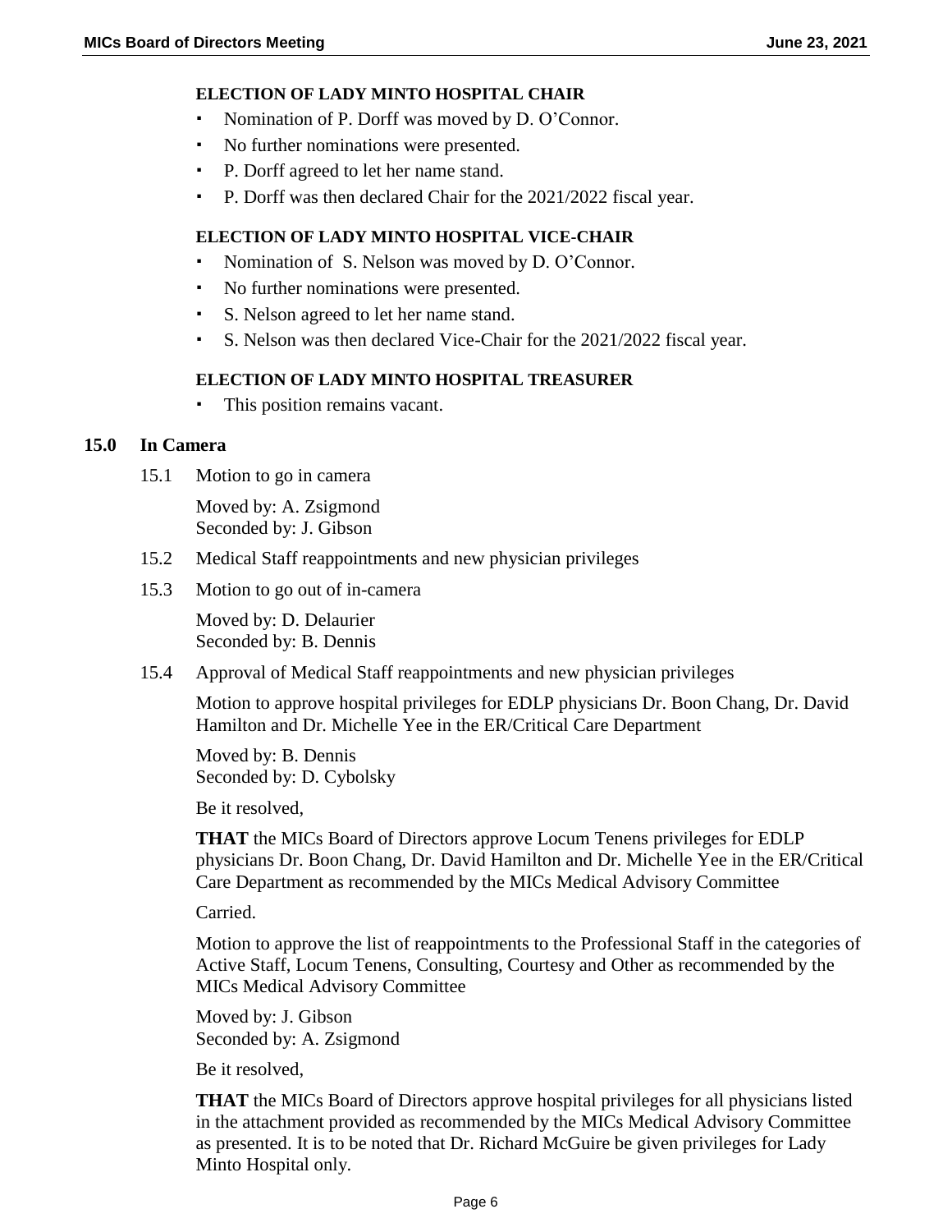**ELECTION OF LADY MINTO HOSPITAL CHAIR**

- Nomination of P. Dorff was moved by D. O'Connor.
- No further nominations were presented.
- P. Dorff agreed to let her name stand.
- P. Dorff was then declared Chair for the 2021/2022 fiscal year.

**ELECTION OF LADY MINTO HOSPITAL VICE-CHAIR**

- Nomination of S. Nelson was moved by D. O'Connor.
- No further nominations were presented.
- S. Nelson agreed to let her name stand.
- S. Nelson was then declared Vice-Chair for the 2021/2022 fiscal year.

**ELECTION OF LADY MINTO HOSPITAL TREASURER**

- This position remains vacant.

## 15.0 In Camera

15.1 Motion to go in camera

Moved by: A. Zsigmond
Seconded by: J. Gibson

15.2 Medical Staff reappointments and new physician privileges

15.3 Motion to go out of in-camera

Moved by: D. Delaurier
Seconded by: B. Dennis

15.4 Approval of Medical Staff reappointments and new physician privileges

Motion to approve hospital privileges for EDLP physicians Dr. Boon Chang, Dr. David Hamilton and Dr. Michelle Yee in the ER/Critical Care Department

Moved by: B. Dennis
Seconded by: D. Cybolsky

Be it resolved,

**THAT** the MICs Board of Directors approve Locum Tenens privileges for EDLP physicians Dr. Boon Chang, Dr. David Hamilton and Dr. Michelle Yee in the ER/Critical Care Department as recommended by the MICs Medical Advisory Committee

Carried.

Motion to approve the list of reappointments to the Professional Staff in the categories of Active Staff, Locum Tenens, Consulting, Courtesy and Other as recommended by the MICs Medical Advisory Committee

Moved by: J. Gibson
Seconded by: A. Zsigmond

Be it resolved,

**THAT** the MICs Board of Directors approve hospital privileges for all physicians listed in the attachment provided as recommended by the MICs Medical Advisory Committee as presented. It is to be noted that Dr. Richard McGuire be given privileges for Lady Minto Hospital only.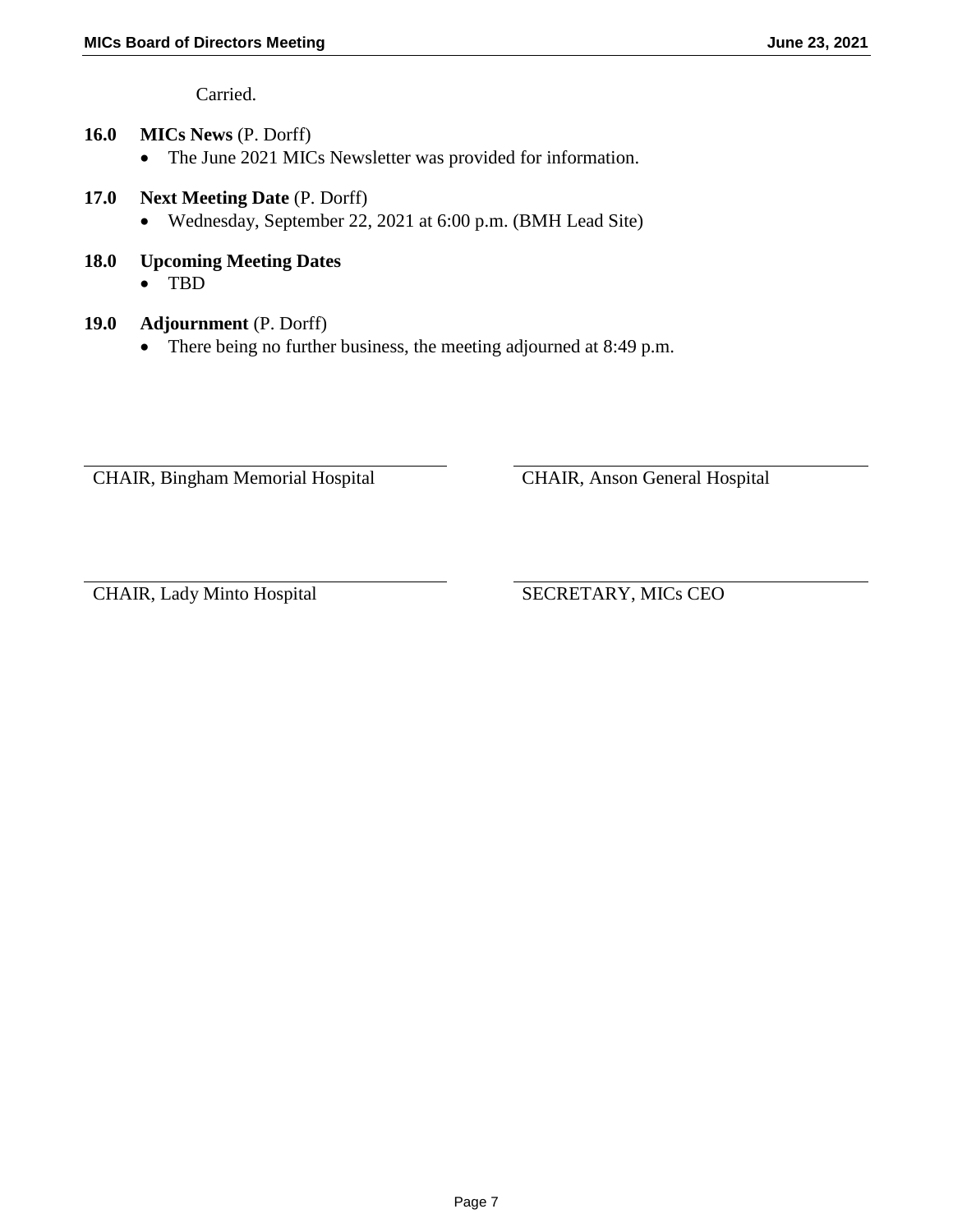Carried.

**16.0 MICs News** (P. Dorff)

- The June 2021 MICs Newsletter was provided for information.

**17.0 Next Meeting Date** (P. Dorff)

- Wednesday, September 22, 2021 at 6:00 p.m. (BMH Lead Site)

**18.0 Upcoming Meeting Dates**

- TBD

**19.0 Adjournment** (P. Dorff)

- There being no further business, the meeting adjourned at 8:49 p.m.

\_\_\_\_\_\_\_\_\_\_\_\_\_\_\_\_\_\_\_\_\_\_\_\_\_\_\_\_\_\_\_\_\_\_\_\_
CHAIR, Bingham Memorial Hospital

\_\_\_\_\_\_\_\_\_\_\_\_\_\_\_\_\_\_\_\_\_\_\_\_\_\_\_\_\_\_\_\_\_\_\_\_
CHAIR, Anson General Hospital

\_\_\_\_\_\_\_\_\_\_\_\_\_\_\_\_\_\_\_\_\_\_\_\_\_\_\_\_\_\_\_\_\_\_\_\_
CHAIR, Lady Minto Hospital

\_\_\_\_\_\_\_\_\_\_\_\_\_\_\_\_\_\_\_\_\_\_\_\_\_\_\_\_\_\_\_\_\_\_\_\_
SECRETARY, MICs CEO